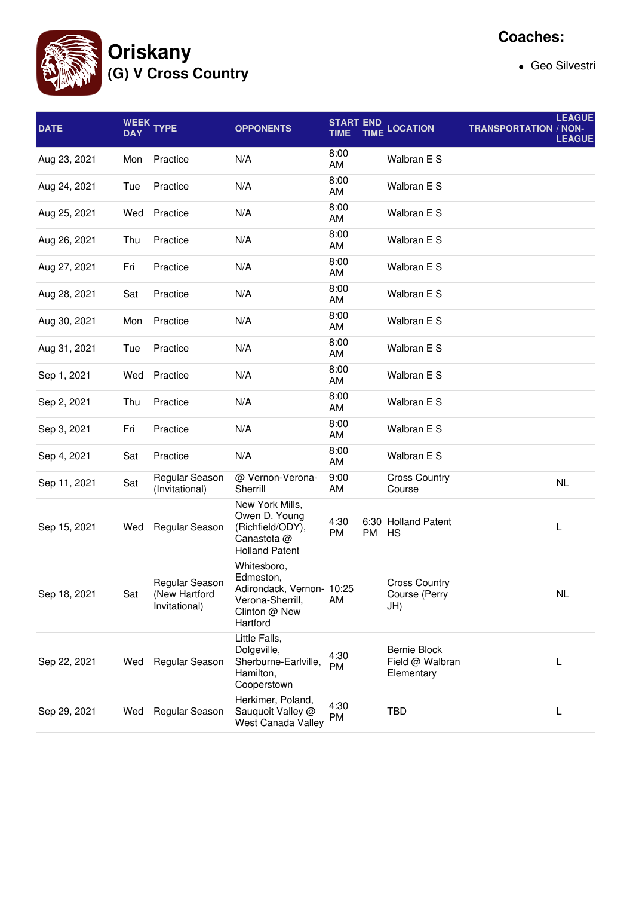# Oriskany

## (G) V Cross Country

**Coaches:**

- Geo Silvestri

| DATE | WEEK DAY | TYPE | OPPONENTS | START TIME | END TIME | LOCATION | TRANSPORTATION | LEAGUE / NON-LEAGUE |
|---|---|---|---|---|---|---|---|---|
| Aug 23, 2021 | Mon | Practice | N/A | 8:00 AM | | Walbran E S | | |
| Aug 24, 2021 | Tue | Practice | N/A | 8:00 AM | | Walbran E S | | |
| Aug 25, 2021 | Wed | Practice | N/A | 8:00 AM | | Walbran E S | | |
| Aug 26, 2021 | Thu | Practice | N/A | 8:00 AM | | Walbran E S | | |
| Aug 27, 2021 | Fri | Practice | N/A | 8:00 AM | | Walbran E S | | |
| Aug 28, 2021 | Sat | Practice | N/A | 8:00 AM | | Walbran E S | | |
| Aug 30, 2021 | Mon | Practice | N/A | 8:00 AM | | Walbran E S | | |
| Aug 31, 2021 | Tue | Practice | N/A | 8:00 AM | | Walbran E S | | |
| Sep 1, 2021 | Wed | Practice | N/A | 8:00 AM | | Walbran E S | | |
| Sep 2, 2021 | Thu | Practice | N/A | 8:00 AM | | Walbran E S | | |
| Sep 3, 2021 | Fri | Practice | N/A | 8:00 AM | | Walbran E S | | |
| Sep 4, 2021 | Sat | Practice | N/A | 8:00 AM | | Walbran E S | | |
| Sep 11, 2021 | Sat | Regular Season (Invitational) | @ Vernon-Verona-Sherrill | 9:00 AM | | Cross Country Course | | NL |
| Sep 15, 2021 | Wed | Regular Season | New York Mills, Owen D. Young (Richfield/ODY), Canastota @ Holland Patent | 4:30 PM | 6:30 PM | Holland Patent HS | | L |
| Sep 18, 2021 | Sat | Regular Season (New Hartford Invitational) | Whitesboro, Edmeston, Adirondack, Vernon-Verona-Sherrill, Clinton @ New Hartford | 10:25 AM | | Cross Country Course (Perry JH) | | NL |
| Sep 22, 2021 | Wed | Regular Season | Little Falls, Dolgeville, Sherburne-Earlville, Hamilton, Cooperstown | 4:30 PM | | Bernie Block Field @ Walbran Elementary | | L |
| Sep 29, 2021 | Wed | Regular Season | Herkimer, Poland, Sauquoit Valley @ West Canada Valley | 4:30 PM | | TBD | | L |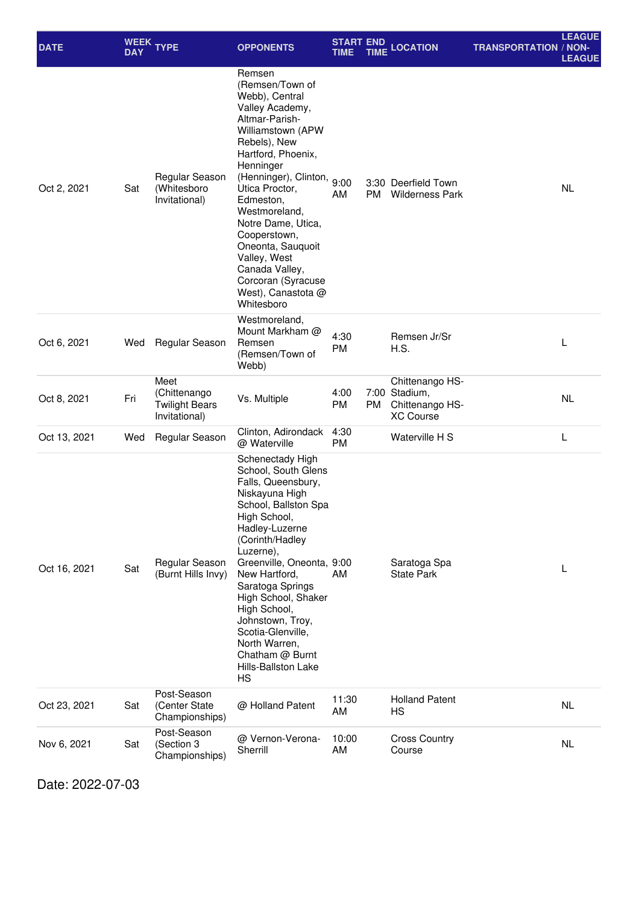| DATE | WEEK DAY | TYPE | OPPONENTS | START TIME | END TIME | LOCATION | TRANSPORTATION | LEAGUE / NON-LEAGUE |
|---|---|---|---|---|---|---|---|---|
| Oct 2, 2021 | Sat | Regular Season (Whitesboro Invitational) | Remsen (Remsen/Town of Webb), Central Valley Academy, Altmar-Parish-Williamstown (APW Rebels), New Hartford, Phoenix, Henninger (Henninger), Clinton, Utica Proctor, Edmeston, Westmoreland, Notre Dame, Utica, Cooperstown, Oneonta, Sauquoit Valley, West Canada Valley, Corcoran (Syracuse West), Canastota @ Whitesboro | 9:00 AM | 3:30 PM | Deerfield Town Wilderness Park | | NL |
| Oct 6, 2021 | Wed | Regular Season | Westmoreland, Mount Markham @ Remsen (Remsen/Town of Webb) | 4:30 PM | | Remsen Jr/Sr H.S. | | L |
| Oct 8, 2021 | Fri | Meet (Chittenango Twilight Bears Invitational) | Vs. Multiple | 4:00 PM | 7:00 PM | Chittenango HS-Stadium, Chittenango HS-XC Course | | NL |
| Oct 13, 2021 | Wed | Regular Season | Clinton, Adirondack @ Waterville | 4:30 PM | | Waterville H S | | L |
| Oct 16, 2021 | Sat | Regular Season (Burnt Hills Invy) | Schenectady High School, South Glens Falls, Queensbury, Niskayuna High School, Ballston Spa High School, Hadley-Luzerne (Corinth/Hadley Luzerne), Greenville, Oneonta, New Hartford, Saratoga Springs High School, Shaker High School, Johnstown, Troy, Scotia-Glenville, North Warren, Chatham @ Burnt Hills-Ballston Lake HS | 9:00 AM | | Saratoga Spa State Park | | L |
| Oct 23, 2021 | Sat | Post-Season (Center State Championships) | @ Holland Patent | 11:30 AM | | Holland Patent HS | | NL |
| Nov 6, 2021 | Sat | Post-Season (Section 3 Championships) | @ Vernon-Verona-Sherrill | 10:00 AM | | Cross Country Course | | NL |

Date: 2022-07-03